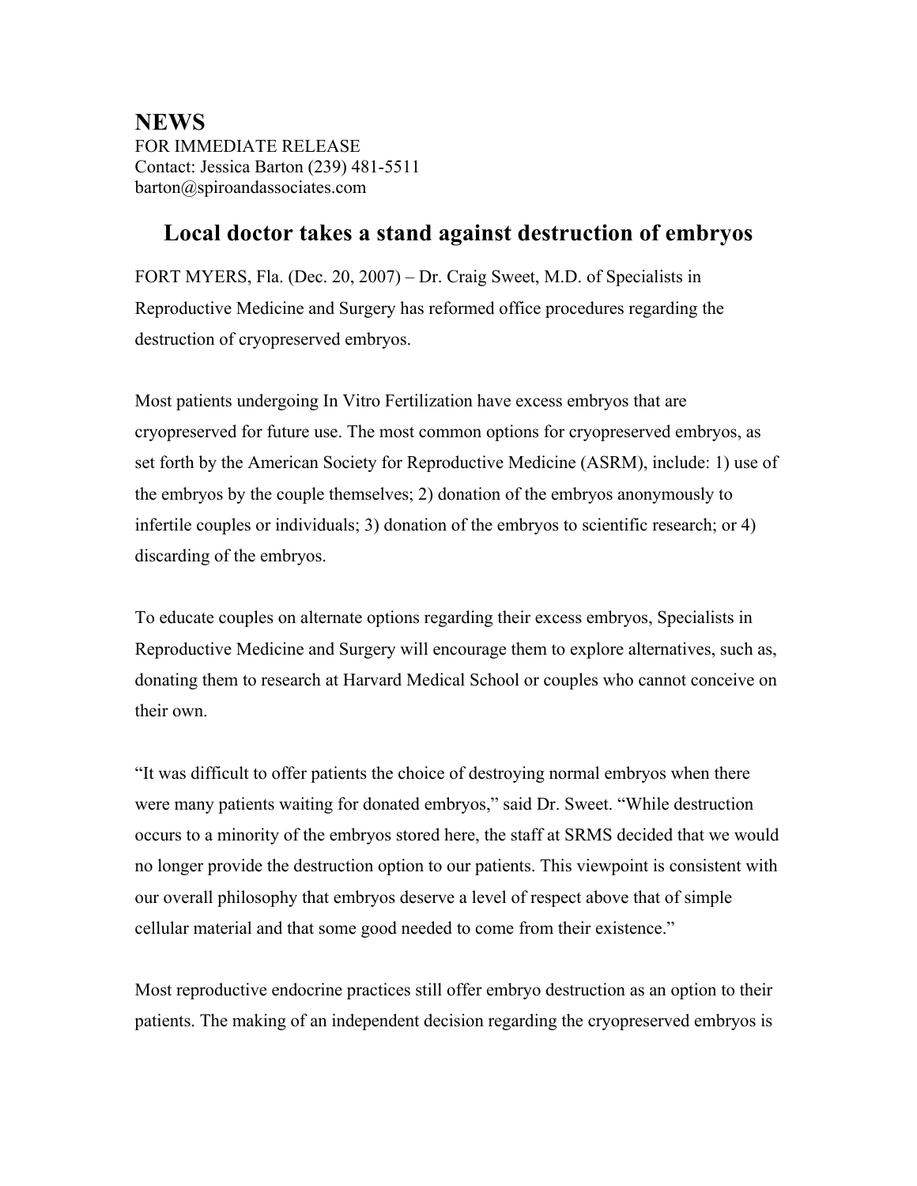# NEWS

FOR IMMEDIATE RELEASE
Contact: Jessica Barton (239) 481-5511
barton@spiroandassociates.com

## Local doctor takes a stand against destruction of embryos

FORT MYERS, Fla. (Dec. 20, 2007) – Dr. Craig Sweet, M.D. of Specialists in Reproductive Medicine and Surgery has reformed office procedures regarding the destruction of cryopreserved embryos.

Most patients undergoing In Vitro Fertilization have excess embryos that are cryopreserved for future use. The most common options for cryopreserved embryos, as set forth by the American Society for Reproductive Medicine (ASRM), include: 1) use of the embryos by the couple themselves; 2) donation of the embryos anonymously to infertile couples or individuals; 3) donation of the embryos to scientific research; or 4) discarding of the embryos.

To educate couples on alternate options regarding their excess embryos, Specialists in Reproductive Medicine and Surgery will encourage them to explore alternatives, such as, donating them to research at Harvard Medical School or couples who cannot conceive on their own.

"It was difficult to offer patients the choice of destroying normal embryos when there were many patients waiting for donated embryos," said Dr. Sweet. "While destruction occurs to a minority of the embryos stored here, the staff at SRMS decided that we would no longer provide the destruction option to our patients. This viewpoint is consistent with our overall philosophy that embryos deserve a level of respect above that of simple cellular material and that some good needed to come from their existence."

Most reproductive endocrine practices still offer embryo destruction as an option to their patients. The making of an independent decision regarding the cryopreserved embryos is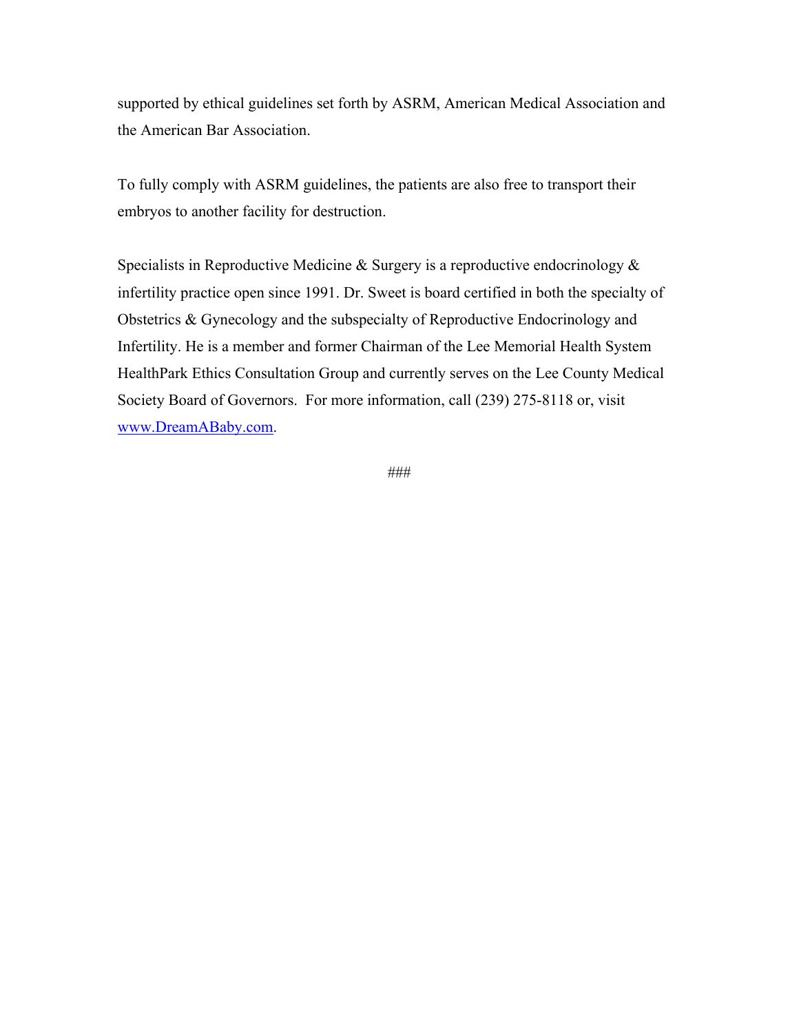supported by ethical guidelines set forth by ASRM, American Medical Association and the American Bar Association.

To fully comply with ASRM guidelines, the patients are also free to transport their embryos to another facility for destruction.

Specialists in Reproductive Medicine & Surgery is a reproductive endocrinology & infertility practice open since 1991. Dr. Sweet is board certified in both the specialty of Obstetrics & Gynecology and the subspecialty of Reproductive Endocrinology and Infertility. He is a member and former Chairman of the Lee Memorial Health System HealthPark Ethics Consultation Group and currently serves on the Lee County Medical Society Board of Governors. For more information, call (239) 275-8118 or, visit www.DreamABaby.com.

###